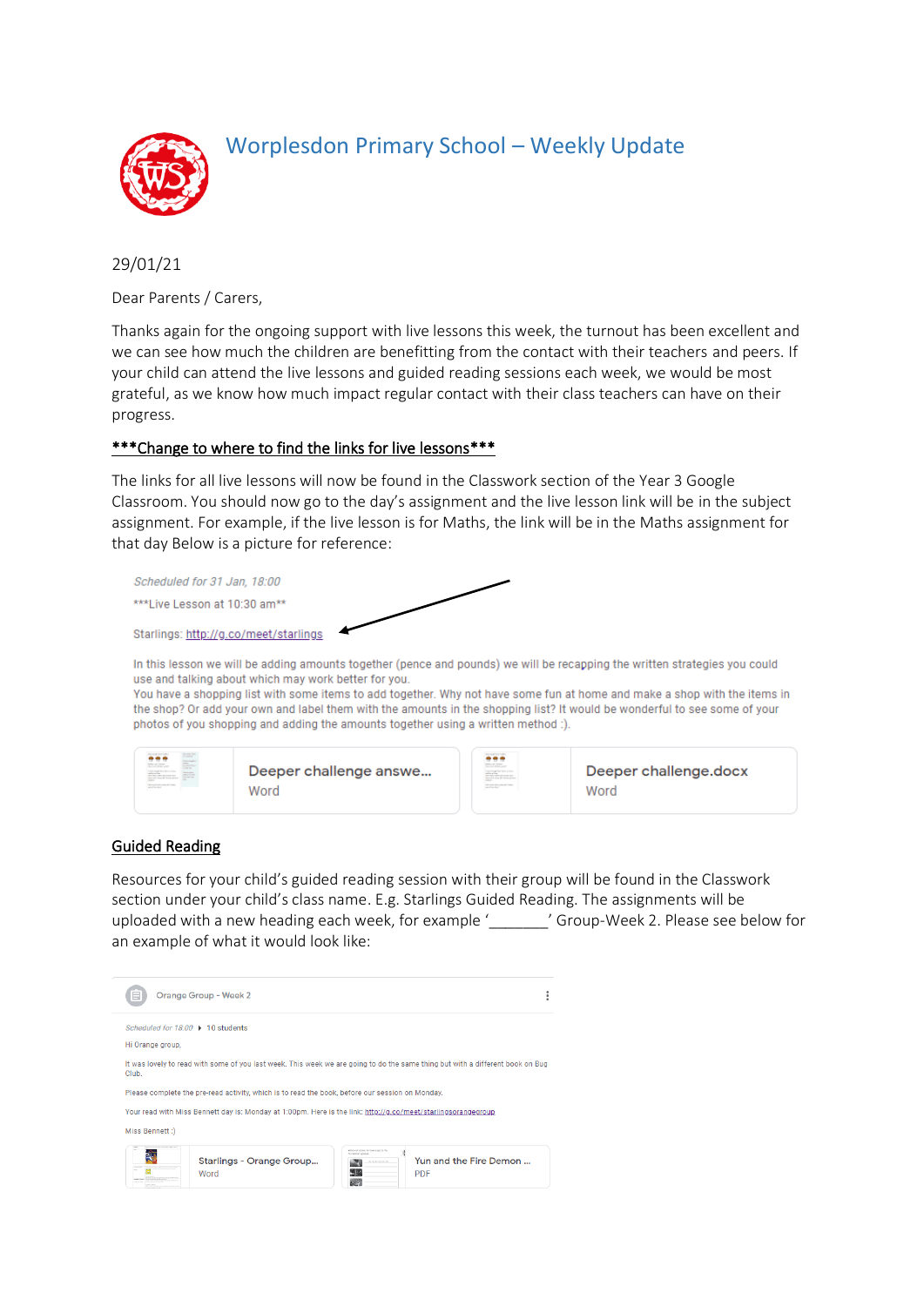# Worplesdon Primary School – Weekly Update

29/01/21

Dear Parents / Carers,

Thanks again for the ongoing support with live lessons this week, the turnout has been excellent and we can see how much the children are benefitting from the contact with their teachers and peers. If your child can attend the live lessons and guided reading sessions each week, we would be most grateful, as we know how much impact regular contact with their class teachers can have on their progress.

***<u>***Change to where to find the links for live lessons***</u>***

The links for all live lessons will now be found in the Classwork section of the Year 3 Google Classroom. You should now go to the day's assignment and the live lesson link will be in the subject assignment. For example, if the live lesson is for Maths, the link will be in the Maths assignment for that day Below is a picture for reference:

*Scheduled for 31 Jan, 18:00*

***Live Lesson at 10:30 am**

Starlings: http://g.co/meet/starlings

In this lesson we will be adding amounts together (pence and pounds) we will be recapping the written strategies you could use and talking about which may work better for you.
You have a shopping list with some items to add together. Why not have some fun at home and make a shop with the items in the shop? Or add your own and label them with the amounts in the shopping list? It would be wonderful to see some of your photos of you shopping and adding the amounts together using a written method :).

Deeper challenge answe... Word

Deeper challenge.docx Word

## Guided Reading

Resources for your child's guided reading session with their group will be found in the Classwork section under your child's class name. E.g. Starlings Guided Reading. The assignments will be uploaded with a new heading each week, for example '_______' Group-Week 2. Please see below for an example of what it would look like:

Orange Group - Week 2

*Scheduled for 18:00* 10 students

Hi Orange group,

It was lovely to read with some of you last week. This week we are going to do the same thing but with a different book on Bug Club.

Please complete the pre-read activity, which is to read the book, before our session on Monday.

Your read with Miss Bennett day is: Monday at 1:00pm. Here is the link: http://g.co/meet/starlingsorangegroup

Miss Bennett :)

Starlings - Orange Group... Word

Yun and the Fire Demon ... PDF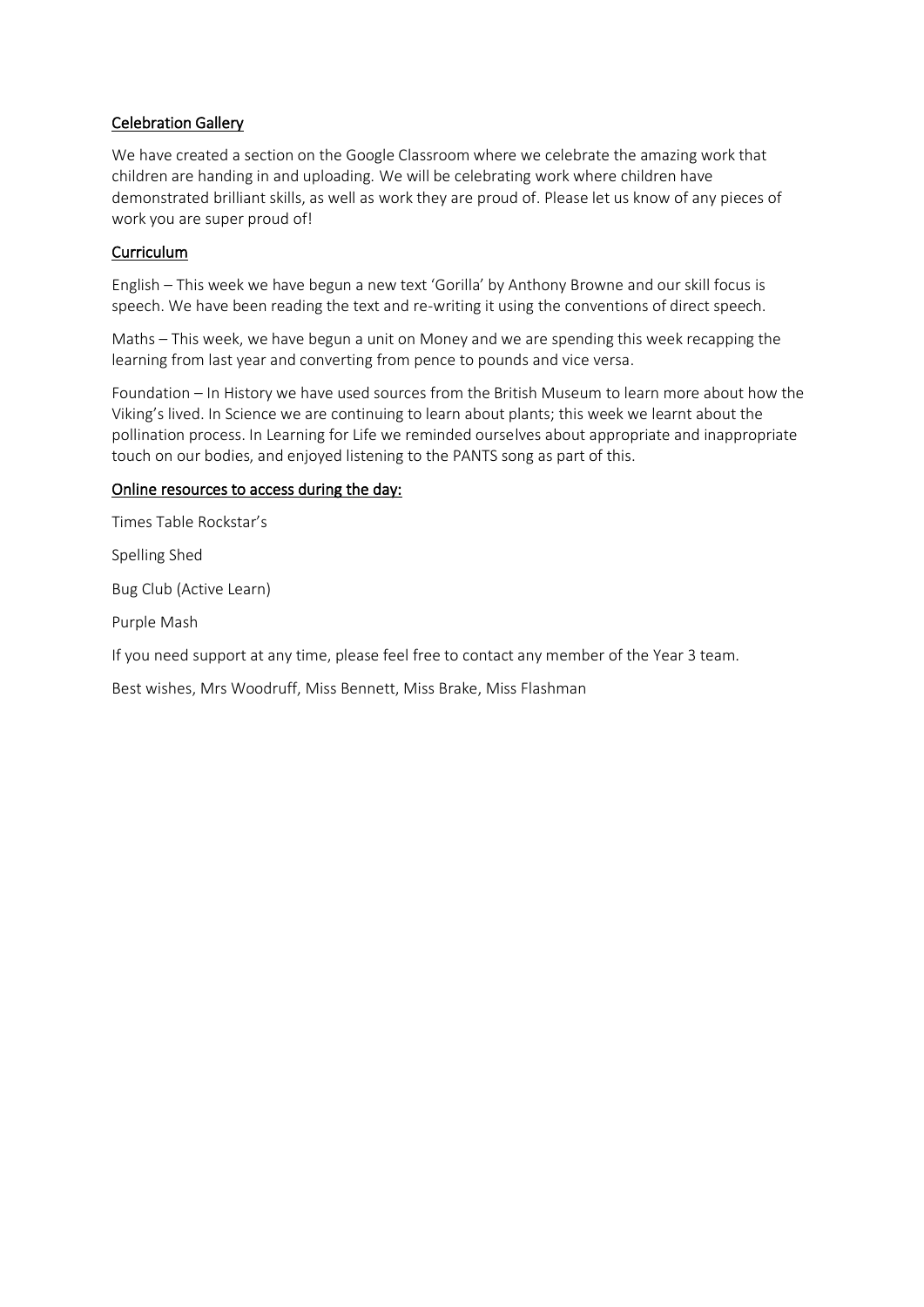## Celebration Gallery

We have created a section on the Google Classroom where we celebrate the amazing work that children are handing in and uploading. We will be celebrating work where children have demonstrated brilliant skills, as well as work they are proud of. Please let us know of any pieces of work you are super proud of!

## Curriculum

English – This week we have begun a new text 'Gorilla' by Anthony Browne and our skill focus is speech. We have been reading the text and re-writing it using the conventions of direct speech.

Maths – This week, we have begun a unit on Money and we are spending this week recapping the learning from last year and converting from pence to pounds and vice versa.

Foundation – In History we have used sources from the British Museum to learn more about how the Viking's lived. In Science we are continuing to learn about plants; this week we learnt about the pollination process. In Learning for Life we reminded ourselves about appropriate and inappropriate touch on our bodies, and enjoyed listening to the PANTS song as part of this.

## Online resources to access during the day:

Times Table Rockstar's

Spelling Shed

Bug Club (Active Learn)

Purple Mash

If you need support at any time, please feel free to contact any member of the Year 3 team.

Best wishes, Mrs Woodruff, Miss Bennett, Miss Brake, Miss Flashman